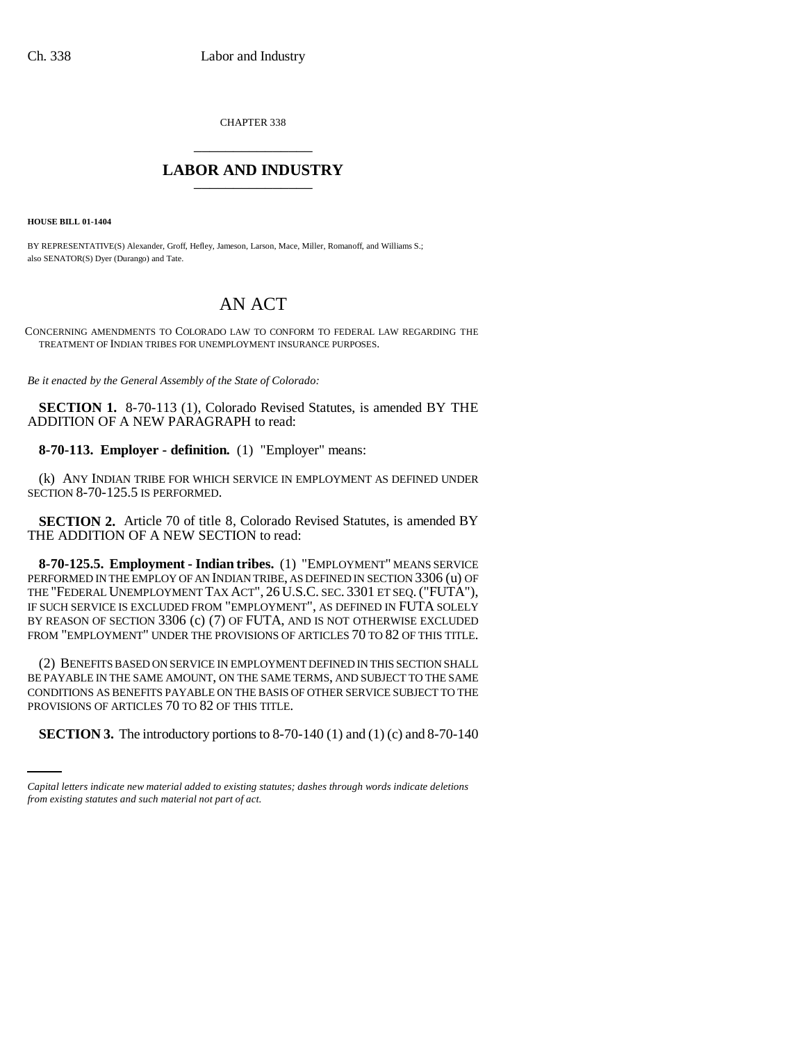CHAPTER 338

## LABOR AND INDUSTRY

**HOUSE BILL 01-1404**

BY REPRESENTATIVE(S) Alexander, Groff, Hefley, Jameson, Larson, Mace, Miller, Romanoff, and Williams S.; also SENATOR(S) Dyer (Durango) and Tate.

# AN ACT

CONCERNING AMENDMENTS TO COLORADO LAW TO CONFORM TO FEDERAL LAW REGARDING THE TREATMENT OF INDIAN TRIBES FOR UNEMPLOYMENT INSURANCE PURPOSES.

*Be it enacted by the General Assembly of the State of Colorado:*

**SECTION 1.** 8-70-113 (1), Colorado Revised Statutes, is amended BY THE ADDITION OF A NEW PARAGRAPH to read:

**8-70-113. Employer - definition.** (1) "Employer" means:

(k) ANY INDIAN TRIBE FOR WHICH SERVICE IN EMPLOYMENT AS DEFINED UNDER SECTION 8-70-125.5 IS PERFORMED.

**SECTION 2.** Article 70 of title 8, Colorado Revised Statutes, is amended BY THE ADDITION OF A NEW SECTION to read:

**8-70-125.5. Employment - Indian tribes.** (1) "EMPLOYMENT" MEANS SERVICE PERFORMED IN THE EMPLOY OF AN INDIAN TRIBE, AS DEFINED IN SECTION 3306 (u) OF THE "FEDERAL UNEMPLOYMENT TAX ACT", 26 U.S.C. SEC. 3301 ET SEQ. ("FUTA"), IF SUCH SERVICE IS EXCLUDED FROM "EMPLOYMENT", AS DEFINED IN FUTA SOLELY BY REASON OF SECTION 3306 (c) (7) OF FUTA, AND IS NOT OTHERWISE EXCLUDED FROM "EMPLOYMENT" UNDER THE PROVISIONS OF ARTICLES 70 TO 82 OF THIS TITLE.

(2) BENEFITS BASED ON SERVICE IN EMPLOYMENT DEFINED IN THIS SECTION SHALL BE PAYABLE IN THE SAME AMOUNT, ON THE SAME TERMS, AND SUBJECT TO THE SAME CONDITIONS AS BENEFITS PAYABLE ON THE BASIS OF OTHER SERVICE SUBJECT TO THE PROVISIONS OF ARTICLES 70 TO 82 OF THIS TITLE.

**SECTION 3.** The introductory portions to 8-70-140 (1) and (1) (c) and 8-70-140

*Capital letters indicate new material added to existing statutes; dashes through words indicate deletions from existing statutes and such material not part of act.*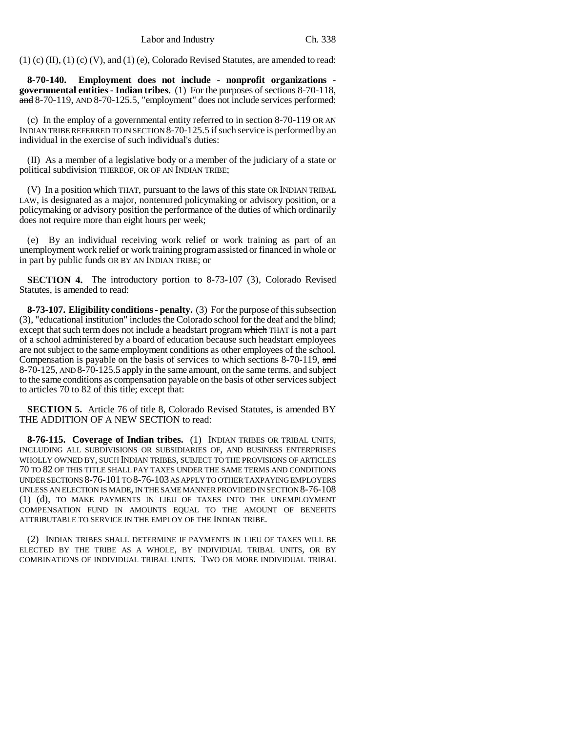(1) (c) (II), (1) (c) (V), and (1) (e), Colorado Revised Statutes, are amended to read:

**8-70-140. Employment does not include - nonprofit organizations - governmental entities - Indian tribes.** (1) For the purposes of sections 8-70-118, ~~and~~ 8-70-119, AND 8-70-125.5, "employment" does not include services performed:

(c) In the employ of a governmental entity referred to in section 8-70-119 OR AN INDIAN TRIBE REFERRED TO IN SECTION 8-70-125.5 if such service is performed by an individual in the exercise of such individual's duties:

(II) As a member of a legislative body or a member of the judiciary of a state or political subdivision THEREOF, OR OF AN INDIAN TRIBE;

(V) In a position ~~which~~ THAT, pursuant to the laws of this state OR INDIAN TRIBAL LAW, is designated as a major, nontenured policymaking or advisory position, or a policymaking or advisory position the performance of the duties of which ordinarily does not require more than eight hours per week;

(e) By an individual receiving work relief or work training as part of an unemployment work relief or work training program assisted or financed in whole or in part by public funds OR BY AN INDIAN TRIBE; or

**SECTION 4.** The introductory portion to 8-73-107 (3), Colorado Revised Statutes, is amended to read:

**8-73-107. Eligibility conditions - penalty.** (3) For the purpose of this subsection (3), "educational institution" includes the Colorado school for the deaf and the blind; except that such term does not include a headstart program ~~which~~ THAT is not a part of a school administered by a board of education because such headstart employees are not subject to the same employment conditions as other employees of the school. Compensation is payable on the basis of services to which sections 8-70-119, ~~and~~ 8-70-125, AND 8-70-125.5 apply in the same amount, on the same terms, and subject to the same conditions as compensation payable on the basis of other services subject to articles 70 to 82 of this title; except that:

**SECTION 5.** Article 76 of title 8, Colorado Revised Statutes, is amended BY THE ADDITION OF A NEW SECTION to read:

**8-76-115. Coverage of Indian tribes.** (1) INDIAN TRIBES OR TRIBAL UNITS, INCLUDING ALL SUBDIVISIONS OR SUBSIDIARIES OF, AND BUSINESS ENTERPRISES WHOLLY OWNED BY, SUCH INDIAN TRIBES, SUBJECT TO THE PROVISIONS OF ARTICLES 70 TO 82 OF THIS TITLE SHALL PAY TAXES UNDER THE SAME TERMS AND CONDITIONS UNDER SECTIONS 8-76-101 TO 8-76-103 AS APPLY TO OTHER TAXPAYING EMPLOYERS UNLESS AN ELECTION IS MADE, IN THE SAME MANNER PROVIDED IN SECTION 8-76-108 (1) (d), TO MAKE PAYMENTS IN LIEU OF TAXES INTO THE UNEMPLOYMENT COMPENSATION FUND IN AMOUNTS EQUAL TO THE AMOUNT OF BENEFITS ATTRIBUTABLE TO SERVICE IN THE EMPLOY OF THE INDIAN TRIBE.

(2) INDIAN TRIBES SHALL DETERMINE IF PAYMENTS IN LIEU OF TAXES WILL BE ELECTED BY THE TRIBE AS A WHOLE, BY INDIVIDUAL TRIBAL UNITS, OR BY COMBINATIONS OF INDIVIDUAL TRIBAL UNITS. TWO OR MORE INDIVIDUAL TRIBAL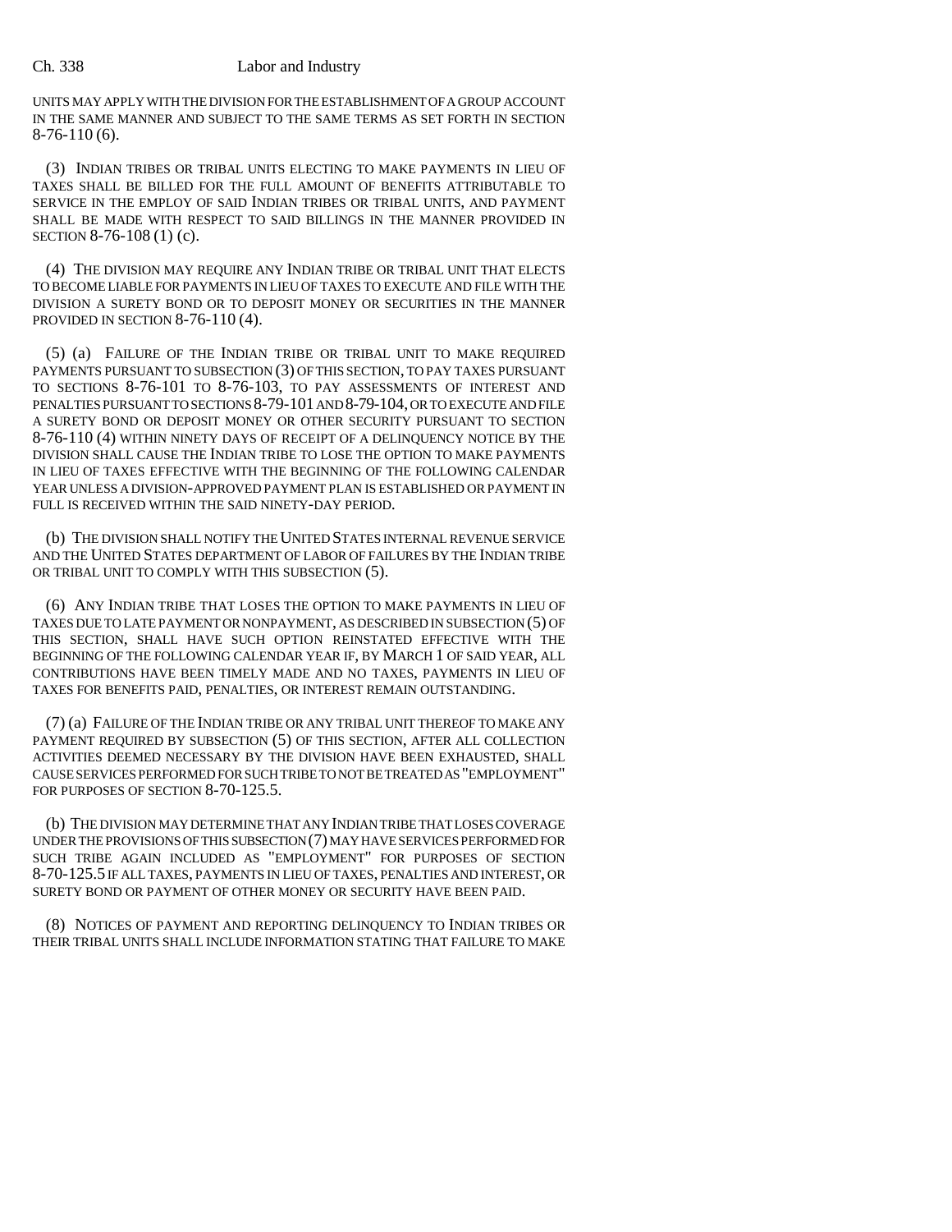UNITS MAY APPLY WITH THE DIVISION FOR THE ESTABLISHMENT OF A GROUP ACCOUNT IN THE SAME MANNER AND SUBJECT TO THE SAME TERMS AS SET FORTH IN SECTION 8-76-110 (6).

(3) INDIAN TRIBES OR TRIBAL UNITS ELECTING TO MAKE PAYMENTS IN LIEU OF TAXES SHALL BE BILLED FOR THE FULL AMOUNT OF BENEFITS ATTRIBUTABLE TO SERVICE IN THE EMPLOY OF SAID INDIAN TRIBES OR TRIBAL UNITS, AND PAYMENT SHALL BE MADE WITH RESPECT TO SAID BILLINGS IN THE MANNER PROVIDED IN SECTION 8-76-108 (1) (c).

(4) THE DIVISION MAY REQUIRE ANY INDIAN TRIBE OR TRIBAL UNIT THAT ELECTS TO BECOME LIABLE FOR PAYMENTS IN LIEU OF TAXES TO EXECUTE AND FILE WITH THE DIVISION A SURETY BOND OR TO DEPOSIT MONEY OR SECURITIES IN THE MANNER PROVIDED IN SECTION 8-76-110 (4).

(5) (a) FAILURE OF THE INDIAN TRIBE OR TRIBAL UNIT TO MAKE REQUIRED PAYMENTS PURSUANT TO SUBSECTION (3) OF THIS SECTION, TO PAY TAXES PURSUANT TO SECTIONS 8-76-101 TO 8-76-103, TO PAY ASSESSMENTS OF INTEREST AND PENALTIES PURSUANT TO SECTIONS 8-79-101 AND 8-79-104, OR TO EXECUTE AND FILE A SURETY BOND OR DEPOSIT MONEY OR OTHER SECURITY PURSUANT TO SECTION 8-76-110 (4) WITHIN NINETY DAYS OF RECEIPT OF A DELINQUENCY NOTICE BY THE DIVISION SHALL CAUSE THE INDIAN TRIBE TO LOSE THE OPTION TO MAKE PAYMENTS IN LIEU OF TAXES EFFECTIVE WITH THE BEGINNING OF THE FOLLOWING CALENDAR YEAR UNLESS A DIVISION-APPROVED PAYMENT PLAN IS ESTABLISHED OR PAYMENT IN FULL IS RECEIVED WITHIN THE SAID NINETY-DAY PERIOD.

(b) THE DIVISION SHALL NOTIFY THE UNITED STATES INTERNAL REVENUE SERVICE AND THE UNITED STATES DEPARTMENT OF LABOR OF FAILURES BY THE INDIAN TRIBE OR TRIBAL UNIT TO COMPLY WITH THIS SUBSECTION (5).

(6) ANY INDIAN TRIBE THAT LOSES THE OPTION TO MAKE PAYMENTS IN LIEU OF TAXES DUE TO LATE PAYMENT OR NONPAYMENT, AS DESCRIBED IN SUBSECTION (5) OF THIS SECTION, SHALL HAVE SUCH OPTION REINSTATED EFFECTIVE WITH THE BEGINNING OF THE FOLLOWING CALENDAR YEAR IF, BY MARCH 1 OF SAID YEAR, ALL CONTRIBUTIONS HAVE BEEN TIMELY MADE AND NO TAXES, PAYMENTS IN LIEU OF TAXES FOR BENEFITS PAID, PENALTIES, OR INTEREST REMAIN OUTSTANDING.

(7) (a) FAILURE OF THE INDIAN TRIBE OR ANY TRIBAL UNIT THEREOF TO MAKE ANY PAYMENT REQUIRED BY SUBSECTION (5) OF THIS SECTION, AFTER ALL COLLECTION ACTIVITIES DEEMED NECESSARY BY THE DIVISION HAVE BEEN EXHAUSTED, SHALL CAUSE SERVICES PERFORMED FOR SUCH TRIBE TO NOT BE TREATED AS "EMPLOYMENT" FOR PURPOSES OF SECTION 8-70-125.5.

(b) THE DIVISION MAY DETERMINE THAT ANY INDIAN TRIBE THAT LOSES COVERAGE UNDER THE PROVISIONS OF THIS SUBSECTION (7) MAY HAVE SERVICES PERFORMED FOR SUCH TRIBE AGAIN INCLUDED AS "EMPLOYMENT" FOR PURPOSES OF SECTION 8-70-125.5 IF ALL TAXES, PAYMENTS IN LIEU OF TAXES, PENALTIES AND INTEREST, OR SURETY BOND OR PAYMENT OF OTHER MONEY OR SECURITY HAVE BEEN PAID.

(8) NOTICES OF PAYMENT AND REPORTING DELINQUENCY TO INDIAN TRIBES OR THEIR TRIBAL UNITS SHALL INCLUDE INFORMATION STATING THAT FAILURE TO MAKE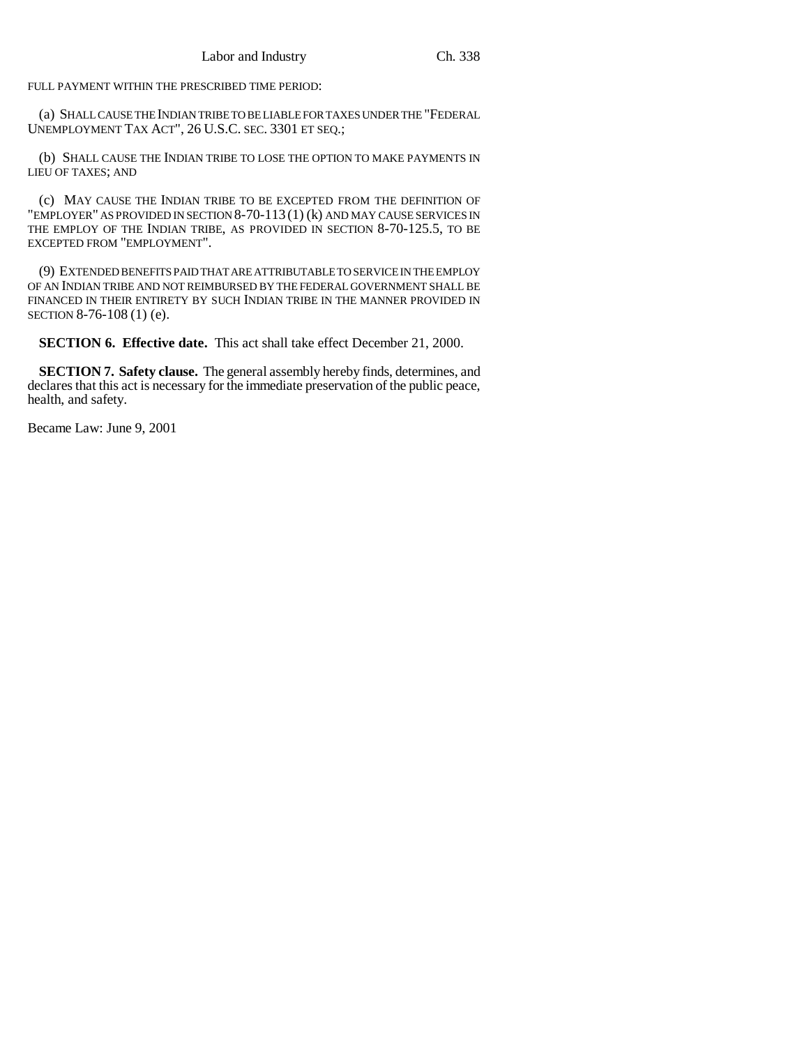FULL PAYMENT WITHIN THE PRESCRIBED TIME PERIOD:

(a) SHALL CAUSE THE INDIAN TRIBE TO BE LIABLE FOR TAXES UNDER THE "FEDERAL UNEMPLOYMENT TAX ACT", 26 U.S.C. SEC. 3301 ET SEQ.;

(b) SHALL CAUSE THE INDIAN TRIBE TO LOSE THE OPTION TO MAKE PAYMENTS IN LIEU OF TAXES; AND

(c) MAY CAUSE THE INDIAN TRIBE TO BE EXCEPTED FROM THE DEFINITION OF "EMPLOYER" AS PROVIDED IN SECTION 8-70-113 (1) (k) AND MAY CAUSE SERVICES IN THE EMPLOY OF THE INDIAN TRIBE, AS PROVIDED IN SECTION 8-70-125.5, TO BE EXCEPTED FROM "EMPLOYMENT".

(9) EXTENDED BENEFITS PAID THAT ARE ATTRIBUTABLE TO SERVICE IN THE EMPLOY OF AN INDIAN TRIBE AND NOT REIMBURSED BY THE FEDERAL GOVERNMENT SHALL BE FINANCED IN THEIR ENTIRETY BY SUCH INDIAN TRIBE IN THE MANNER PROVIDED IN SECTION 8-76-108 (1) (e).

**SECTION 6. Effective date.** This act shall take effect December 21, 2000.

**SECTION 7. Safety clause.** The general assembly hereby finds, determines, and declares that this act is necessary for the immediate preservation of the public peace, health, and safety.

Became Law: June 9, 2001